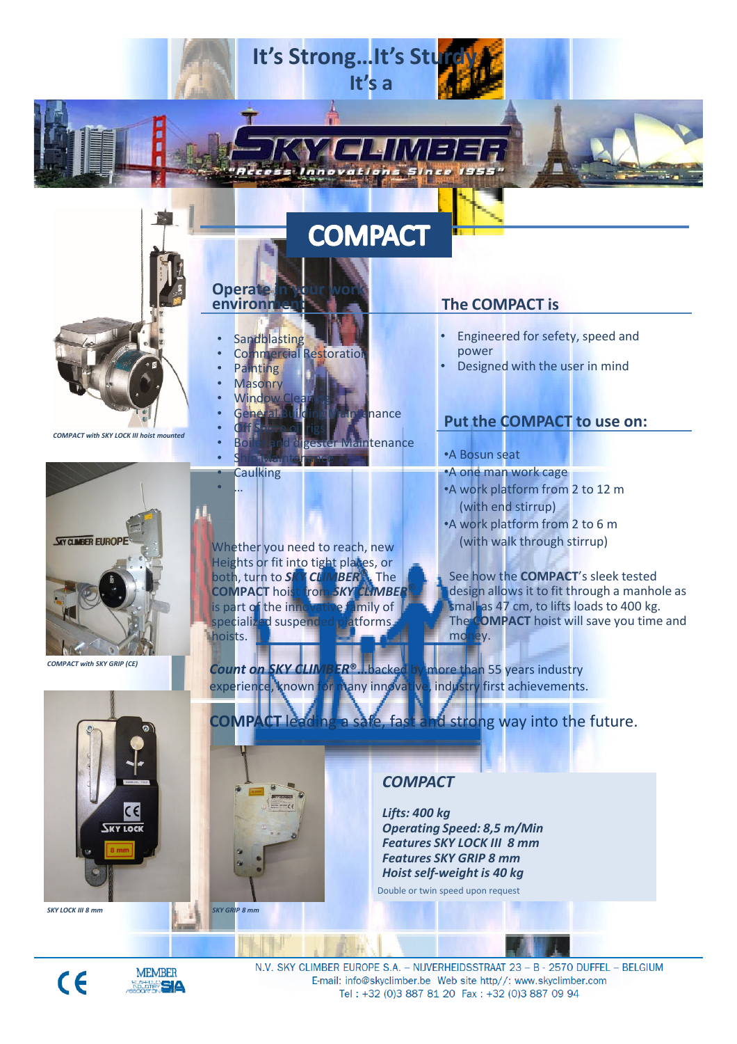# It's Strong...It's Sturdy It's a SKY CLIMBER

"Access Innovations Since 1955"

## COMPACT

COMPACT with SKY LOCK III hoist mounted

COMPACT with SKY GRIP (CE)

SKY LOCK III 8 mm

SKY GRIP 8 mm

### Operate in your work environment

- Sandblasting
- Commercial Restoration
- Painting
- Masonry
- Window Cleaning
- General Building Maintenance
- Off Shore oil rigs
- Boiler and digester Maintenance
- Ship Maintenance
- Caulking
- ...

Whether you need to reach, new Heights or fit into tight places, or both, turn to ***SKY CLIMBER®***. The **COMPACT** hoist from ***SKY CLIMBER®*** is part of the innovative family of specialized suspended platforms hoists.

### The COMPACT is

- Engineered for sefety, speed and power
- Designed with the user in mind

### Put the COMPACT to use on:

- A Bosun seat
- A one man work cage
- A work platform from 2 to 12 m (with end stirrup)
- A work platform from 2 to 6 m (with walk through stirrup)

See how the **COMPACT**'s sleek tested design allows it to fit through a manhole as small as 47 cm, to lifts loads to 400 kg. The **COMPACT** hoist will save you time and money.

***Count on SKY CLIMBER®*** ...backed by more than 55 years industry experience, known for many innovative, industry first achievements.

**COMPACT** leading a safe, fast and strong way into the future.

### *COMPACT*

***Lifts: 400 kg***
***Operating Speed: 8,5 m/Min***
***Features SKY LOCK III 8 mm***
***Features SKY GRIP 8 mm***
***Hoist self-weight is 40 kg***

Double or twin speed upon request

N.V. SKY CLIMBER EUROPE S.A. – NIJVERHEIDSSTRAAT 23 – B - 2570 DUFFEL – BELGIUM
E-mail: info@skyclimber.be Web site http//: www.skyclimber.com
Tel : +32 (0)3 887 81 20 Fax : +32 (0)3 887 09 94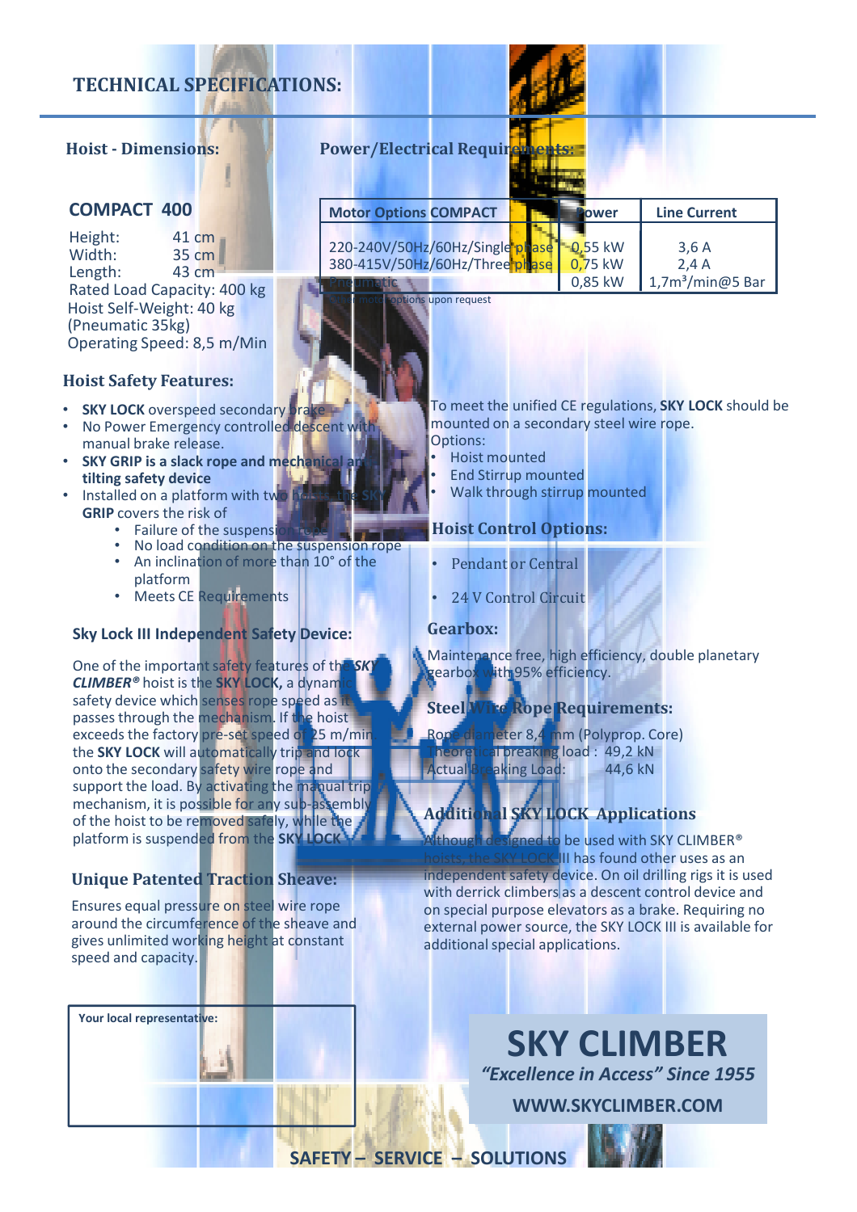# TECHNICAL SPECIFICATIONS:

## Hoist - Dimensions:

### COMPACT 400

Height: 41 cm
Width: 35 cm
Length: 43 cm
Rated Load Capacity: 400 kg
Hoist Self-Weight: 40 kg
(Pneumatic 35kg)
Operating Speed: 8,5 m/Min

## Power/Electrical Requirements:

| Motor Options COMPACT | Power | Line Current |
|---|---|---|
| 220-240V/50Hz/60Hz/Single phase | 0,55 kW | 3,6 A |
| 380-415V/50Hz/60Hz/Three phase | 0,75 kW | 2,4 A |
| Pneumatic | 0,85 kW | 1,7m³/min@5 Bar |

Other motor options upon request

## Hoist Safety Features:

- **SKY LOCK** overspeed secondary brake
- No Power Emergency controlled descent with manual brake release.
- **SKY GRIP is a slack rope and mechanical anti tilting safety device**
- Installed on a platform with two hoists, the SKY **GRIP** covers the risk of
  - Failure of the suspension rope
  - No load condition on the suspension rope
  - An inclination of more than 10° of the platform
  - Meets CE Requirements

To meet the unified CE regulations, **SKY LOCK** should be mounted on a secondary steel wire rope.
Options:

- Hoist mounted
- End Stirrup mounted
- Walk through stirrup mounted

## Hoist Control Options:

- Pendant or Central
- 24 V Control Circuit

## Sky Lock III Independent Safety Device:

One of the important safety features of the ***SKY CLIMBER®*** hoist is the **SKY LOCK,** a dynamic safety device which senses rope speed as it passes through the mechanism. If the hoist exceeds the factory pre-set speed of 25 m/min, the **SKY LOCK** will automatically trip and lock onto the secondary safety wire rope and support the load. By activating the manual trip mechanism, it is possible for any sub-assembly of the hoist to be removed safely, while the platform is suspended from the **SKY LOCK**.

## Gearbox:

Maintenance free, high efficiency, double planetary gearbox with 95% efficiency.

## Steel Wire Rope Requirements:

Rope diameter 8,4 mm (Polyprop. Core)
Theoretical breaking load : 49,2 kN
Actual Breaking Load: 44,6 kN

## Unique Patented Traction Sheave:

Ensures equal pressure on steel wire rope around the circumference of the sheave and gives unlimited working height at constant speed and capacity.

## Additional SKY LOCK Applications

Although designed to be used with SKY CLIMBER® hoists, the SKY LOCK III has found other uses as an independent safety device. On oil drilling rigs it is used with derrick climbers as a descent control device and on special purpose elevators as a brake. Requiring no external power source, the SKY LOCK III is available for additional special applications.

**Your local representative:**

# SKY CLIMBER

***"Excellence in Access" Since 1955***

**WWW.SKYCLIMBER.COM**

**SAFETY – SERVICE – SOLUTIONS**